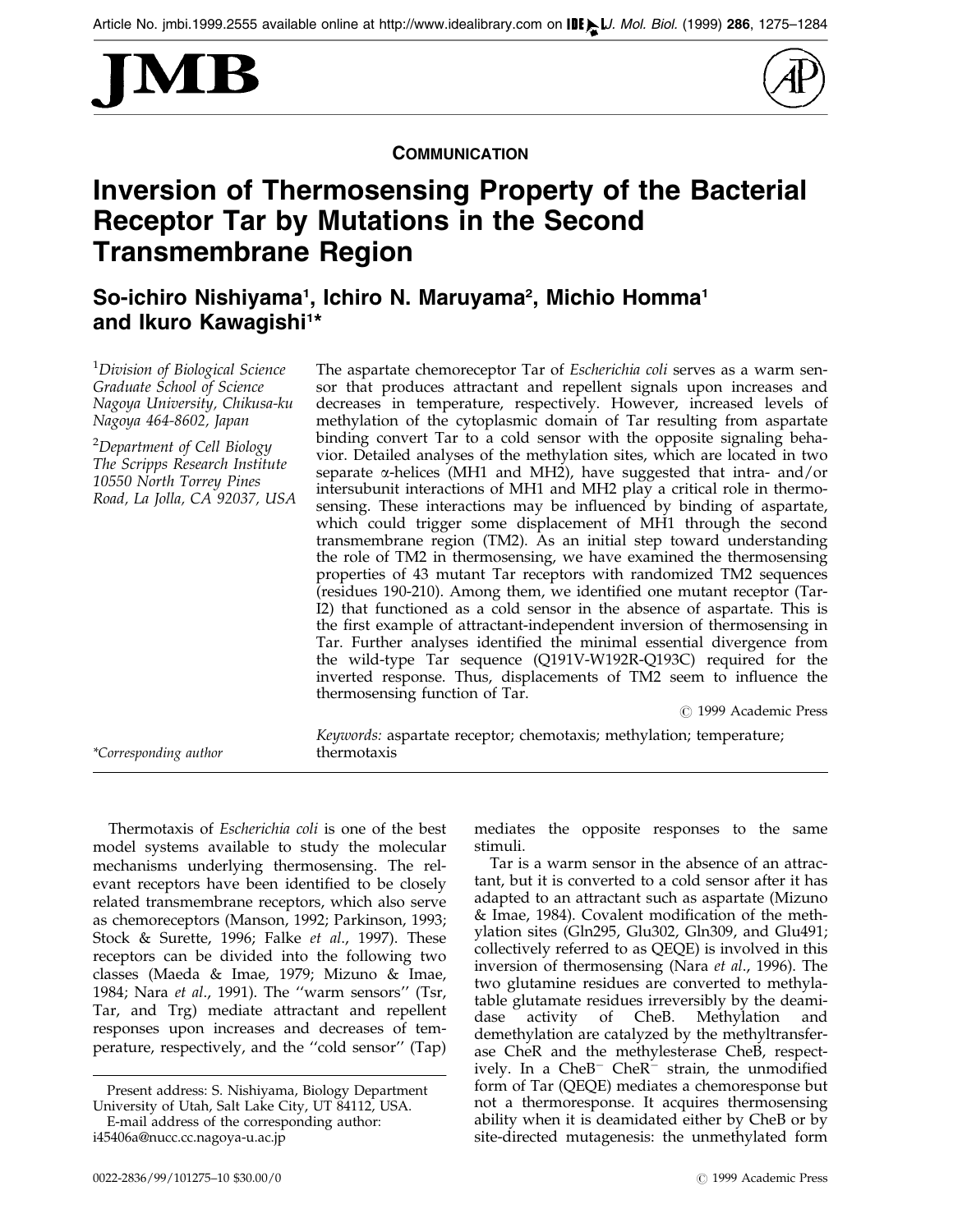COMMUNICATION

# Inversion of Thermosensing Property of the Bacterial Receptor Tar by Mutations in the Second Transmembrane Region

**So-ichiro Nishiyama[1], Ichiro N. Maruyama[2], Michio Homma[1] and Ikuro Kawagishi[1]***

[1]*Division of Biological Science Graduate School of Science Nagoya University, Chikusa-ku Nagoya 464-8602, Japan*

[2]*Department of Cell Biology The Scripps Research Institute 10550 North Torrey Pines Road, La Jolla, CA 92037, USA*

*Corresponding author

The aspartate chemoreceptor Tar of *Escherichia coli* serves as a warm sensor that produces attractant and repellent signals upon increases and decreases in temperature, respectively. However, increased levels of methylation of the cytoplasmic domain of Tar resulting from aspartate binding convert Tar to a cold sensor with the opposite signaling behavior. Detailed analyses of the methylation sites, which are located in two separate α-helices (MH1 and MH2), have suggested that intra- and/or intersubunit interactions of MH1 and MH2 play a critical role in thermosensing. These interactions may be influenced by binding of aspartate, which could trigger some displacement of MH1 through the second transmembrane region (TM2). As an initial step toward understanding the role of TM2 in thermosensing, we have examined the thermosensing properties of 43 mutant Tar receptors with randomized TM2 sequences (residues 190-210). Among them, we identified one mutant receptor (Tar-I2) that functioned as a cold sensor in the absence of aspartate. This is the first example of attractant-independent inversion of thermosensing in Tar. Further analyses identified the minimal essential divergence from the wild-type Tar sequence (Q191V-W192R-Q193C) required for the inverted response. Thus, displacements of TM2 seem to influence the thermosensing function of Tar.

© 1999 Academic Press

*Keywords:* aspartate receptor; chemotaxis; methylation; temperature; thermotaxis

Thermotaxis of *Escherichia coli* is one of the best model systems available to study the molecular mechanisms underlying thermosensing. The relevant receptors have been identified to be closely related transmembrane receptors, which also serve as chemoreceptors (Manson, 1992; Parkinson, 1993; Stock & Surette, 1996; Falke *et al*., 1997). These receptors can be divided into the following two classes (Maeda & Imae, 1979; Mizuno & Imae, 1984; Nara *et al*., 1991). The "warm sensors" (Tsr, Tar, and Trg) mediate attractant and repellent responses upon increases and decreases of temperature, respectively, and the "cold sensor" (Tap) mediates the opposite responses to the same stimuli.

Tar is a warm sensor in the absence of an attractant, but it is converted to a cold sensor after it has adapted to an attractant such as aspartate (Mizuno & Imae, 1984). Covalent modification of the methylation sites (Gln295, Glu302, Gln309, and Glu491; collectively referred to as QEQE) is involved in this inversion of thermosensing (Nara *et al*., 1996). The two glutamine residues are converted to methylatable glutamate residues irreversibly by the deamidase activity of CheB. Methylation and demethylation are catalyzed by the methyltransferase CheR and the methylesterase CheB, respectively. In a $CheB^-$ $CheR^-$ strain, the unmodified form of Tar (QEQE) mediates a chemoresponse but not a thermoresponse. It acquires thermosensing ability when it is deamidated either by CheB or by site-directed mutagenesis: the unmethylated form

Present address: S. Nishiyama, Biology Department University of Utah, Salt Lake City, UT 84112, USA.

E-mail address of the corresponding author: i45406a@nucc.cc.nagoya-u.ac.jp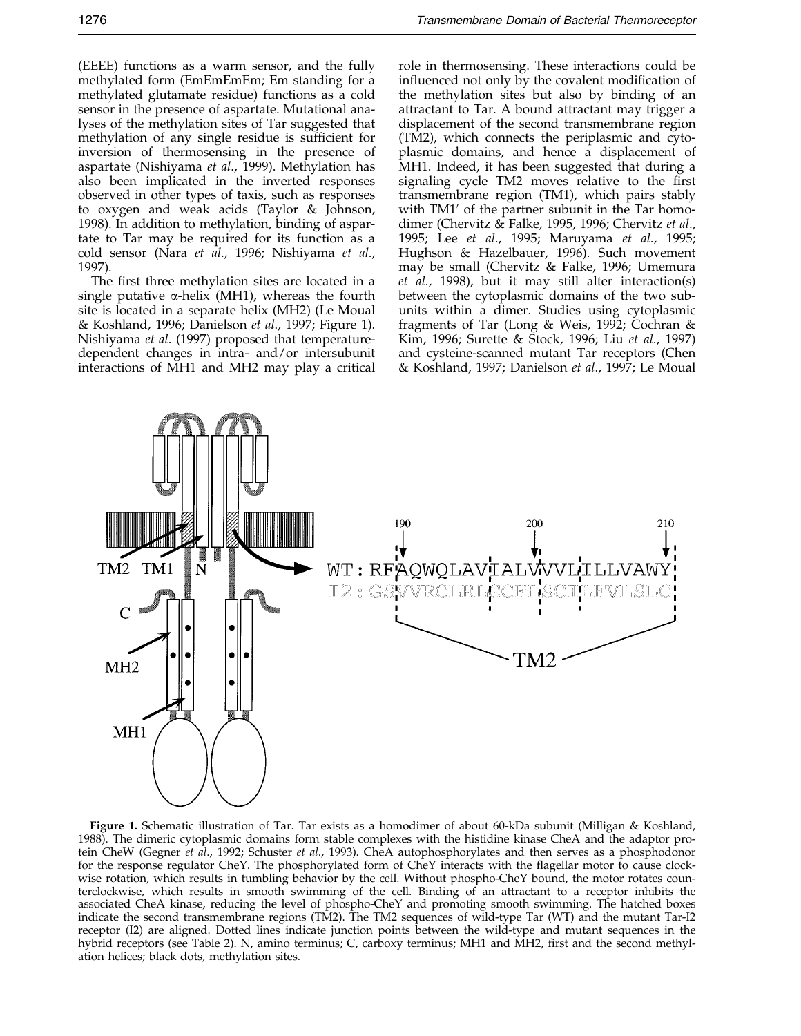(EEEE) functions as a warm sensor, and the fully methylated form (EmEmEmEm; Em standing for a methylated glutamate residue) functions as a cold sensor in the presence of aspartate. Mutational analyses of the methylation sites of Tar suggested that methylation of any single residue is sufficient for inversion of thermosensing in the presence of aspartate (Nishiyama *et al*., 1999). Methylation has also been implicated in the inverted responses observed in other types of taxis, such as responses to oxygen and weak acids (Taylor & Johnson, 1998). In addition to methylation, binding of aspartate to Tar may be required for its function as a cold sensor (Nara *et al*., 1996; Nishiyama *et al*., 1997).

The first three methylation sites are located in a single putative α-helix (MH1), whereas the fourth site is located in a separate helix (MH2) (Le Moual & Koshland, 1996; Danielson *et al*., 1997; Figure 1). Nishiyama *et al*. (1997) proposed that temperature-dependent changes in intra- and/or intersubunit interactions of MH1 and MH2 may play a critical role in thermosensing. These interactions could be influenced not only by the covalent modification of the methylation sites but also by binding of an attractant to Tar. A bound attractant may trigger a displacement of the second transmembrane region (TM2), which connects the periplasmic and cytoplasmic domains, and hence a displacement of MH1. Indeed, it has been suggested that during a signaling cycle TM2 moves relative to the first transmembrane region (TM1), which pairs stably with TM1′ of the partner subunit in the Tar homodimer (Chervitz & Falke, 1995, 1996; Chervitz *et al*., 1995; Lee *et al*., 1995; Maruyama *et al*., 1995; Hughson & Hazelbauer, 1996). Such movement may be small (Chervitz & Falke, 1996; Umemura *et al*., 1998), but it may still alter interaction(s) between the cytoplasmic domains of the two subunits within a dimer. Studies using cytoplasmic fragments of Tar (Long & Weis, 1992; Cochran & Kim, 1996; Surette & Stock, 1996; Liu *et al*., 1997) and cysteine-scanned mutant Tar receptors (Chen & Koshland, 1997; Danielson *et al*., 1997; Le Moual

TM2 TM1 N C MH2 MH1

190 200 210

WT : RFAQWQLAVIALVVVLILLVAWY
I2 : GSVVRCLRLCCFLSCILFVLSLC

TM2

**Figure 1.** Schematic illustration of Tar. Tar exists as a homodimer of about 60-kDa subunit (Milligan & Koshland, 1988). The dimeric cytoplasmic domains form stable complexes with the histidine kinase CheA and the adaptor protein CheW (Gegner *et al*., 1992; Schuster *et al*., 1993). CheA autophosphorylates and then serves as a phosphodonor for the response regulator CheY. The phosphorylated form of CheY interacts with the flagellar motor to cause clockwise rotation, which results in tumbling behavior by the cell. Without phospho-CheY bound, the motor rotates counterclockwise, which results in smooth swimming of the cell. Binding of an attractant to a receptor inhibits the associated CheA kinase, reducing the level of phospho-CheY and promoting smooth swimming. The hatched boxes indicate the second transmembrane regions (TM2). The TM2 sequences of wild-type Tar (WT) and the mutant Tar-I2 receptor (I2) are aligned. Dotted lines indicate junction points between the wild-type and mutant sequences in the hybrid receptors (see Table 2). N, amino terminus; C, carboxy terminus; MH1 and MH2, first and the second methylation helices; black dots, methylation sites.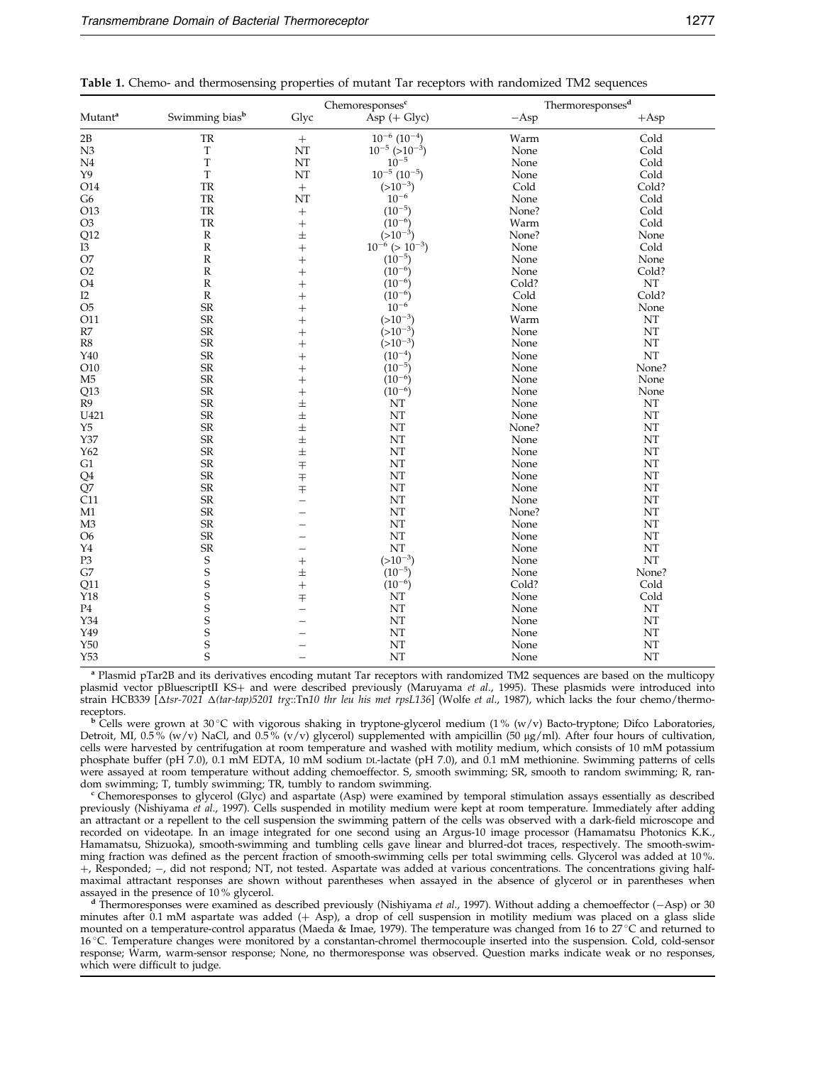**Table 1.** Chemo- and thermosensing properties of mutant Tar receptors with randomized TM2 sequences

| Mutant[a] | Swimming bias[b] | Chemoresponses[c] | | Thermoresponses[d] | |
|---|---|---|---|---|---|
| | | Glyc | Asp (+ Glyc) | −Asp | +Asp |
| 2B | TR | + | $10^{-6}$ ($10^{-4}$) | Warm | Cold |
| N3 | T | NT | $10^{-5}$ ($>10^{-3}$) | None | Cold |
| N4 | T | NT | $10^{-5}$ | None | Cold |
| Y9 | T | NT | $10^{-5}$ ($10^{-5}$) | None | Cold |
| O14 | TR | + | ($>10^{-3}$) | Cold | Cold? |
| G6 | TR | NT | $10^{-6}$ | None | Cold |
| O13 | TR | + | ($10^{-5}$) | None? | Cold |
| O3 | TR | + | ($10^{-6}$) | Warm | Cold |
| Q12 | R | ± | ($>10^{-3}$) | None? | None |
| I3 | R | + | $10^{-6}$ ($> 10^{-3}$) | None | Cold |
| O7 | R | + | ($10^{-5}$) | None | None |
| O2 | R | + | ($10^{-6}$) | None | Cold? |
| O4 | R | + | ($10^{-6}$) | Cold? | NT |
| I2 | R | + | ($10^{-6}$) | Cold | Cold? |
| O5 | SR | + | $10^{-6}$ | None | None |
| O11 | SR | + | ($>10^{-3}$) | Warm | NT |
| R7 | SR | + | ($>10^{-3}$) | None | NT |
| R8 | SR | + | ($>10^{-3}$) | None | NT |
| Y40 | SR | + | ($10^{-4}$) | None | NT |
| O10 | SR | + | ($10^{-5}$) | None | None? |
| M5 | SR | + | ($10^{-6}$) | None | None |
| Q13 | SR | + | ($10^{-6}$) | None | None |
| R9 | SR | ± | NT | None | NT |
| U421 | SR | ± | NT | None | NT |
| Y5 | SR | ± | NT | None? | NT |
| Y37 | SR | ± | NT | None | NT |
| Y62 | SR | ± | NT | None | NT |
| G1 | SR | ∓ | NT | None | NT |
| Q4 | SR | ∓ | NT | None | NT |
| Q7 | SR | ∓ | NT | None | NT |
| C11 | SR | − | NT | None | NT |
| M1 | SR | − | NT | None? | NT |
| M3 | SR | − | NT | None | NT |
| O6 | SR | − | NT | None | NT |
| Y4 | SR | − | NT | None | NT |
| P3 | S | + | ($>10^{-3}$) | None | NT |
| G7 | S | ± | ($10^{-5}$) | None | None? |
| Q11 | S | + | ($10^{-6}$) | Cold? | Cold |
| Y18 | S | ∓ | NT | None | Cold |
| P4 | S | − | NT | None | NT |
| Y34 | S | − | NT | None | NT |
| Y49 | S | − | NT | None | NT |
| Y50 | S | − | NT | None | NT |
| Y53 | S | − | NT | None | NT |

[a] Plasmid pTar2B and its derivatives encoding mutant Tar receptors with randomized TM2 sequences are based on the multicopy plasmid vector pBluescriptII KS+ and were described previously (Maruyama *et al*., 1995). These plasmids were introduced into strain HCB339 [*Δtsr-7021 Δ(tar-tap)5201 trg*::Tn*10 thr leu his met rpsL136*] (Wolfe *et al*., 1987), which lacks the four chemo/thermoreceptors.

[b] Cells were grown at 30 °C with vigorous shaking in tryptone-glycerol medium (1 % (w/v) Bacto-tryptone; Difco Laboratories, Detroit, MI, 0.5 % (w/v) NaCl, and 0.5 % (v/v) glycerol) supplemented with ampicillin (50 μg/ml). After four hours of cultivation, cells were harvested by centrifugation at room temperature and washed with motility medium, which consists of 10 mM potassium phosphate buffer (pH 7.0), 0.1 mM EDTA, 10 mM sodium DL-lactate (pH 7.0), and 0.1 mM methionine. Swimming patterns of cells were assayed at room temperature without adding chemoeffector. S, smooth swimming; SR, smooth to random swimming; R, random swimming; T, tumbly swimming; TR, tumbly to random swimming.

[c] Chemoresponses to glycerol (Glyc) and aspartate (Asp) were examined by temporal stimulation assays essentially as described previously (Nishiyama *et al*., 1997). Cells suspended in motility medium were kept at room temperature. Immediately after adding an attractant or a repellent to the cell suspension the swimming pattern of the cells was observed with a dark-field microscope and recorded on videotape. In an image integrated for one second using an Argus-10 image processor (Hamamatsu Photonics K.K., Hamamatsu, Shizuoka), smooth-swimming and tumbling cells gave linear and blurred-dot traces, respectively. The smooth-swimming fraction was defined as the percent fraction of smooth-swimming cells per total swimming cells. Glycerol was added at 10 %. +, Responded; −, did not respond; NT, not tested. Aspartate was added at various concentrations. The concentrations giving half-maximal attractant responses are shown without parentheses when assayed in the absence of glycerol or in parentheses when assayed in the presence of 10 % glycerol.

[d] Thermoresponses were examined as described previously (Nishiyama *et al*., 1997). Without adding a chemoeffector (−Asp) or 30 minutes after 0.1 mM aspartate was added (+ Asp), a drop of cell suspension in motility medium was placed on a glass slide mounted on a temperature-control apparatus (Maeda & Imae, 1979). The temperature was changed from 16 to 27 °C and returned to 16 °C. Temperature changes were monitored by a constantan-chromel thermocouple inserted into the suspension. Cold, cold-sensor response; Warm, warm-sensor response; None, no thermoresponse was observed. Question marks indicate weak or no responses, which were difficult to judge.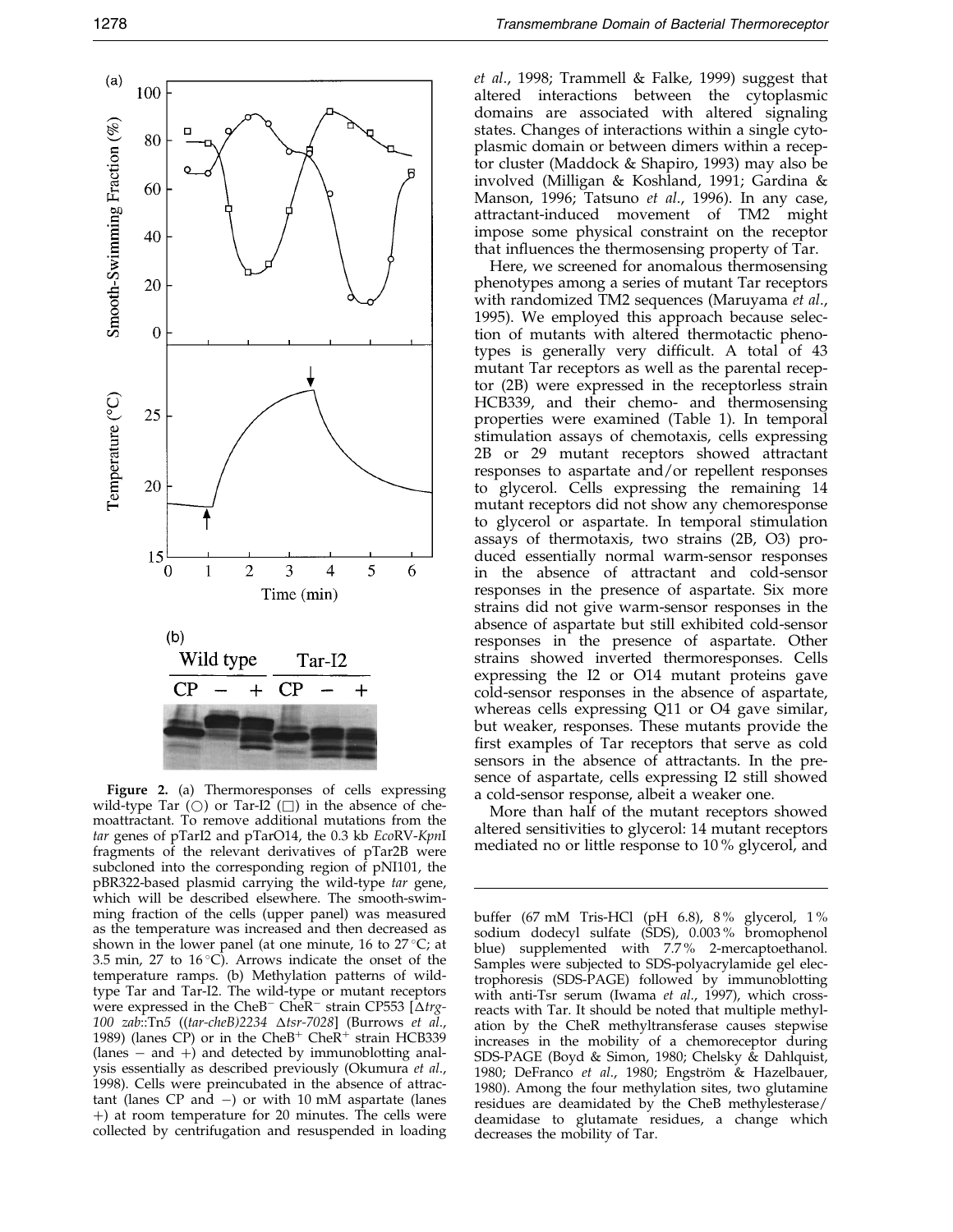**Figure 2.** (a) Thermoresponses of cells expressing wild-type Tar (○) or Tar-I2 (□) in the absence of chemoattractant. To remove additional mutations from the *tar* genes of pTarI2 and pTarO14, the 0.3 kb *Eco*RV-*Kpn*I fragments of the relevant derivatives of pTar2B were subcloned into the corresponding region of pNI101, the pBR322-based plasmid carrying the wild-type *tar* gene, which will be described elsewhere. The smooth-swimming fraction of the cells (upper panel) was measured as the temperature was increased and then decreased as shown in the lower panel (at one minute, 16 to 27 °C; at 3.5 min, 27 to 16 °C). Arrows indicate the onset of the temperature ramps. (b) Methylation patterns of wild-type Tar and Tar-I2. The wild-type or mutant receptors were expressed in the CheB$^-$ CheR$^-$ strain CP553 [Δ*trg-100 zab*::Tn*5* ((*tar-cheB)2234* Δ*tsr-7028*] (Burrows *et al.*, 1989) (lanes CP) or in the CheB$^+$ CheR$^+$ strain HCB339 (lanes − and +) and detected by immunoblotting analysis essentially as described previously (Okumura *et al.*, 1998). Cells were preincubated in the absence of attractant (lanes CP and −) or with 10 mM aspartate (lanes +) at room temperature for 20 minutes. The cells were collected by centrifugation and resuspended in loading buffer (67 mM Tris-HCl (pH 6.8), 8% glycerol, 1% sodium dodecyl sulfate (SDS), 0.003% bromophenol blue) supplemented with 7.7% 2-mercaptoethanol. Samples were subjected to SDS-polyacrylamide gel electrophoresis (SDS-PAGE) followed by immunoblotting with anti-Tsr serum (Iwama *et al.*, 1997), which cross-reacts with Tar. It should be noted that multiple methylation by the CheR methyltransferase causes stepwise increases in the mobility of a chemoreceptor during SDS-PAGE (Boyd & Simon, 1980; Chelsky & Dahlquist, 1980; DeFranco *et al.*, 1980; Engström & Hazelbauer, 1980). Among the four methylation sites, two glutamine residues are deamidated by the CheB methylesterase/deamidase to glutamate residues, a change which decreases the mobility of Tar.

*et al.*, 1998; Trammell & Falke, 1999) suggest that altered interactions between the cytoplasmic domains are associated with altered signaling states. Changes of interactions within a single cytoplasmic domain or between dimers within a receptor cluster (Maddock & Shapiro, 1993) may also be involved (Milligan & Koshland, 1991; Gardina & Manson, 1996; Tatsuno *et al.*, 1996). In any case, attractant-induced movement of TM2 might impose some physical constraint on the receptor that influences the thermosensing property of Tar.

Here, we screened for anomalous thermosensing phenotypes among a series of mutant Tar receptors with randomized TM2 sequences (Maruyama *et al.*, 1995). We employed this approach because selection of mutants with altered thermotactic phenotypes is generally very difficult. A total of 43 mutant Tar receptors as well as the parental receptor (2B) were expressed in the receptorless strain HCB339, and their chemo- and thermosensing properties were examined (Table 1). In temporal stimulation assays of chemotaxis, cells expressing 2B or 29 mutant receptors showed attractant responses to aspartate and/or repellent responses to glycerol. Cells expressing the remaining 14 mutant receptors did not show any chemoresponse to glycerol or aspartate. In temporal stimulation assays of thermotaxis, two strains (2B, O3) produced essentially normal warm-sensor responses in the absence of attractant and cold-sensor responses in the presence of aspartate. Six more strains did not give warm-sensor responses in the absence of aspartate but still exhibited cold-sensor responses in the presence of aspartate. Other strains showed inverted thermoresponses. Cells expressing the I2 or O14 mutant proteins gave cold-sensor responses in the absence of aspartate, whereas cells expressing Q11 or O4 gave similar, but weaker, responses. These mutants provide the first examples of Tar receptors that serve as cold sensors in the absence of attractants. In the presence of aspartate, cells expressing I2 still showed a cold-sensor response, albeit a weaker one.

More than half of the mutant receptors showed altered sensitivities to glycerol: 14 mutant receptors mediated no or little response to 10% glycerol, and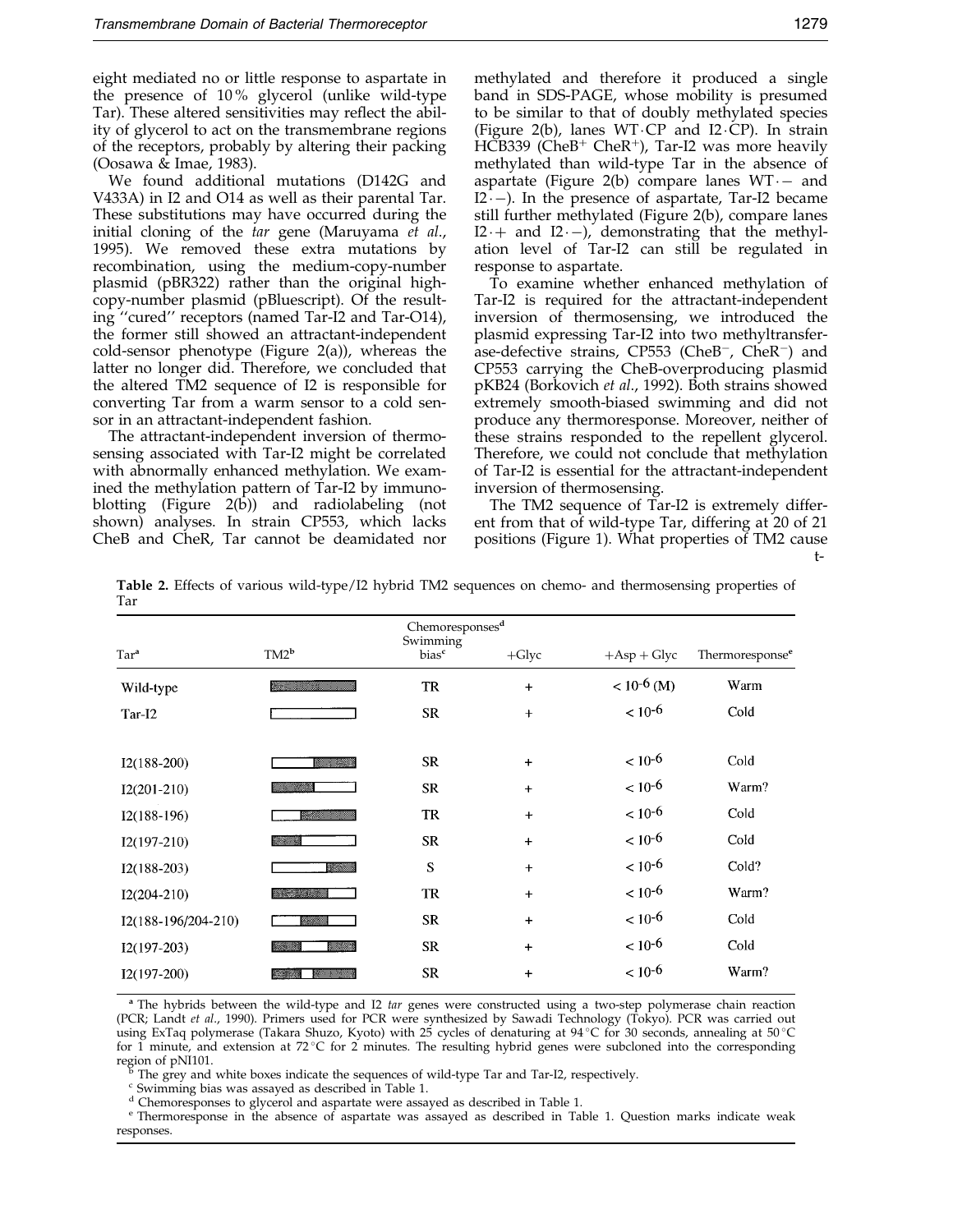eight mediated no or little response to aspartate in the presence of 10% glycerol (unlike wild-type Tar). These altered sensitivities may reflect the ability of glycerol to act on the transmembrane regions of the receptors, probably by altering their packing (Oosawa & Imae, 1983).

We found additional mutations (D142G and V433A) in I2 and O14 as well as their parental Tar. These substitutions may have occurred during the initial cloning of the *tar* gene (Maruyama *et al*., 1995). We removed these extra mutations by recombination, using the medium-copy-number plasmid (pBR322) rather than the original high-copy-number plasmid (pBluescript). Of the resulting "cured" receptors (named Tar-I2 and Tar-O14), the former still showed an attractant-independent cold-sensor phenotype (Figure 2(a)), whereas the latter no longer did. Therefore, we concluded that the altered TM2 sequence of I2 is responsible for converting Tar from a warm sensor to a cold sensor in an attractant-independent fashion.

The attractant-independent inversion of thermosensing associated with Tar-I2 might be correlated with abnormally enhanced methylation. We examined the methylation pattern of Tar-I2 by immunoblotting (Figure 2(b)) and radiolabeling (not shown) analyses. In strain CP553, which lacks CheB and CheR, Tar cannot be deamidated nor methylated and therefore it produced a single band in SDS-PAGE, whose mobility is presumed to be similar to that of doubly methylated species (Figure 2(b), lanes WT·CP and I2·CP). In strain HCB339 ($CheB^+$ $CheR^+$), Tar-I2 was more heavily methylated than wild-type Tar in the absence of aspartate (Figure 2(b) compare lanes WT·− and I2·−). In the presence of aspartate, Tar-I2 became still further methylated (Figure 2(b), compare lanes I2·+ and I2·−), demonstrating that the methylation level of Tar-I2 can still be regulated in response to aspartate.

To examine whether enhanced methylation of Tar-I2 is required for the attractant-independent inversion of thermosensing, we introduced the plasmid expressing Tar-I2 into two methyltransferase-defective strains, CP553 ($CheB^-$, $CheR^-$) and CP553 carrying the CheB-overproducing plasmid pKB24 (Borkovich *et al*., 1992). Both strains showed extremely smooth-biased swimming and did not produce any thermoresponse. Moreover, neither of these strains responded to the repellent glycerol. Therefore, we could not conclude that methylation of Tar-I2 is essential for the attractant-independent inversion of thermosensing.

The TM2 sequence of Tar-I2 is extremely different from that of wild-type Tar, differing at 20 of 21 positions (Figure 1). What properties of TM2 cause t-

**Table 2.** Effects of various wild-type/I2 hybrid TM2 sequences on chemo- and thermosensing properties of Tar

| Tar[a] | TM2[b] | Chemoresponses[d] Swimming bias[c] | +Glyc | +Asp + Glyc | Thermoresponse[e] |
|---|---|---|---|---|---|
| Wild-type | | TR | + | $< 10^{-6}$ (M) | Warm |
| Tar-I2 | | SR | + | $< 10^{-6}$ | Cold |
| I2(188-200) | | SR | + | $< 10^{-6}$ | Cold |
| I2(201-210) | | SR | + | $< 10^{-6}$ | Warm? |
| I2(188-196) | | TR | + | $< 10^{-6}$ | Cold |
| I2(197-210) | | SR | + | $< 10^{-6}$ | Cold |
| I2(188-203) | | S | + | $< 10^{-6}$ | Cold? |
| I2(204-210) | | TR | + | $< 10^{-6}$ | Warm? |
| I2(188-196/204-210) | | SR | + | $< 10^{-6}$ | Cold |
| I2(197-203) | | SR | + | $< 10^{-6}$ | Cold |
| I2(197-200) | | SR | + | $< 10^{-6}$ | Warm? |

[a] The hybrids between the wild-type and I2 *tar* genes were constructed using a two-step polymerase chain reaction (PCR; Landt *et al*., 1990). Primers used for PCR were synthesized by Sawadi Technology (Tokyo). PCR was carried out using ExTaq polymerase (Takara Shuzo, Kyoto) with 25 cycles of denaturing at 94 °C for 30 seconds, annealing at 50 °C for 1 minute, and extension at 72 °C for 2 minutes. The resulting hybrid genes were subcloned into the corresponding region of pNI101.

[b] The grey and white boxes indicate the sequences of wild-type Tar and Tar-I2, respectively.

[c] Swimming bias was assayed as described in Table 1.

[d] Chemoresponses to glycerol and aspartate were assayed as described in Table 1.

[e] Thermoresponse in the absence of aspartate was assayed as described in Table 1. Question marks indicate weak responses.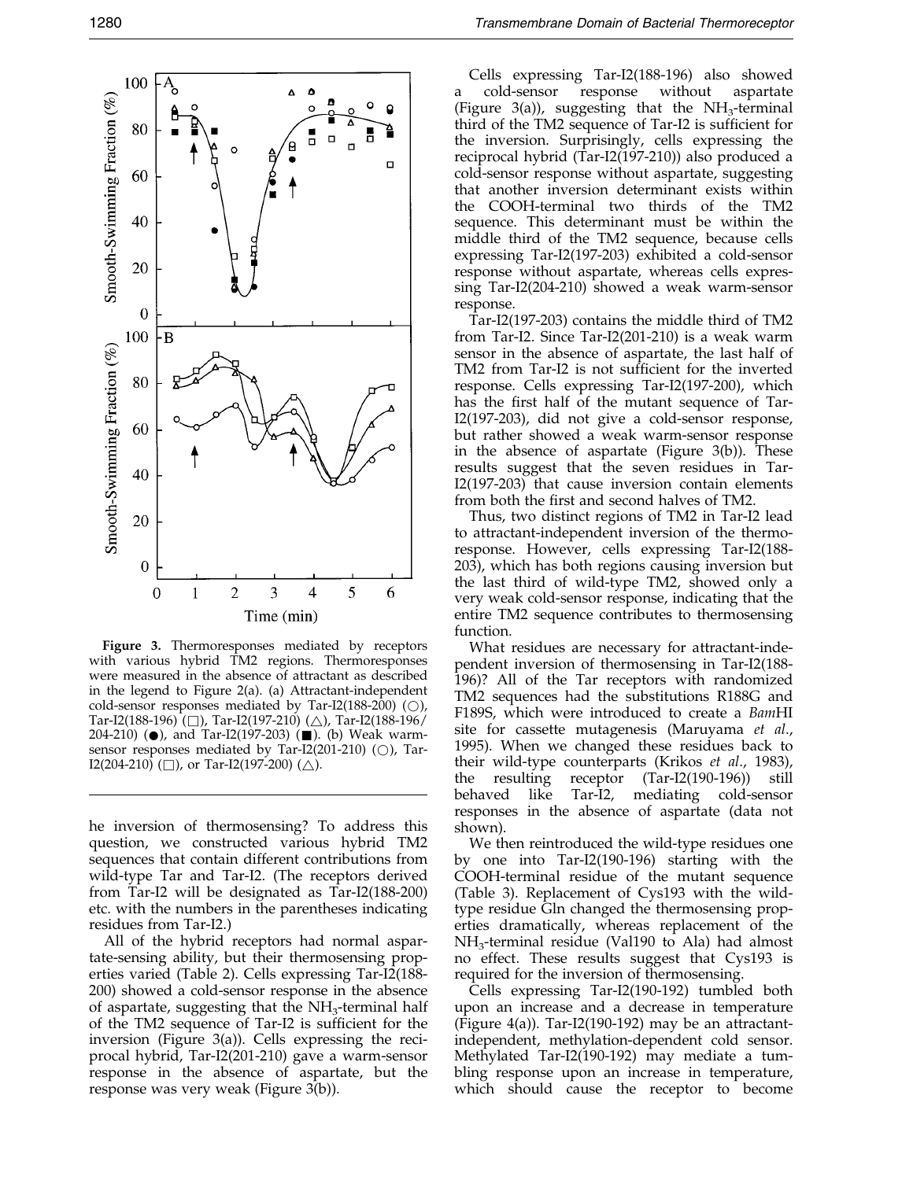**Figure 3.** Thermoresponses mediated by receptors with various hybrid TM2 regions. Thermoresponses were measured in the absence of attractant as described in the legend to Figure 2(a). (a) Attractant-independent cold-sensor responses mediated by Tar-I2(188-200) (○), Tar-I2(188-196) (□), Tar-I2(197-210) (△), Tar-I2(188-196/204-210) (●), and Tar-I2(197-203) (■). (b) Weak warm-sensor responses mediated by Tar-I2(201-210) (○), Tar-I2(204-210) (□), or Tar-I2(197-200) (△).

he inversion of thermosensing? To address this question, we constructed various hybrid TM2 sequences that contain different contributions from wild-type Tar and Tar-I2. (The receptors derived from Tar-I2 will be designated as Tar-I2(188-200) etc. with the numbers in the parentheses indicating residues from Tar-I2.)

All of the hybrid receptors had normal aspartate-sensing ability, but their thermosensing properties varied (Table 2). Cells expressing Tar-I2(188-200) showed a cold-sensor response in the absence of aspartate, suggesting that the $NH_3$-terminal half of the TM2 sequence of Tar-I2 is sufficient for the inversion (Figure 3(a)). Cells expressing the reciprocal hybrid, Tar-I2(201-210) gave a warm-sensor response in the absence of aspartate, but the response was very weak (Figure 3(b)).

Cells expressing Tar-I2(188-196) also showed a cold-sensor response without aspartate (Figure 3(a)), suggesting that the $NH_3$-terminal third of the TM2 sequence of Tar-I2 is sufficient for the inversion. Surprisingly, cells expressing the reciprocal hybrid (Tar-I2(197-210)) also produced a cold-sensor response without aspartate, suggesting that another inversion determinant exists within the COOH-terminal two thirds of the TM2 sequence. This determinant must be within the middle third of the TM2 sequence, because cells expressing Tar-I2(197-203) exhibited a cold-sensor response without aspartate, whereas cells expressing Tar-I2(204-210) showed a weak warm-sensor response.

Tar-I2(197-203) contains the middle third of TM2 from Tar-I2. Since Tar-I2(201-210) is a weak warm sensor in the absence of aspartate, the last half of TM2 from Tar-I2 is not sufficient for the inverted response. Cells expressing Tar-I2(197-200), which has the first half of the mutant sequence of Tar-I2(197-203), did not give a cold-sensor response, but rather showed a weak warm-sensor response in the absence of aspartate (Figure 3(b)). These results suggest that the seven residues in Tar-I2(197-203) that cause inversion contain elements from both the first and second halves of TM2.

Thus, two distinct regions of TM2 in Tar-I2 lead to attractant-independent inversion of the thermoresponse. However, cells expressing Tar-I2(188-203), which has both regions causing inversion but the last third of wild-type TM2, showed only a very weak cold-sensor response, indicating that the entire TM2 sequence contributes to thermosensing function.

What residues are necessary for attractant-independent inversion of thermosensing in Tar-I2(188-196)? All of the Tar receptors with randomized TM2 sequences had the substitutions R188G and F189S, which were introduced to create a *Bam*HI site for cassette mutagenesis (Maruyama *et al.*, 1995). When we changed these residues back to their wild-type counterparts (Krikos *et al.*, 1983), the resulting receptor (Tar-I2(190-196)) still behaved like Tar-I2, mediating cold-sensor responses in the absence of aspartate (data not shown).

We then reintroduced the wild-type residues one by one into Tar-I2(190-196) starting with the COOH-terminal residue of the mutant sequence (Table 3). Replacement of Cys193 with the wild-type residue Gln changed the thermosensing properties dramatically, whereas replacement of the $NH_3$-terminal residue (Val190 to Ala) had almost no effect. These results suggest that Cys193 is required for the inversion of thermosensing.

Cells expressing Tar-I2(190-192) tumbled both upon an increase and a decrease in temperature (Figure 4(a)). Tar-I2(190-192) may be an attractant-independent, methylation-dependent cold sensor. Methylated Tar-I2(190-192) may mediate a tumbling response upon an increase in temperature, which should cause the receptor to become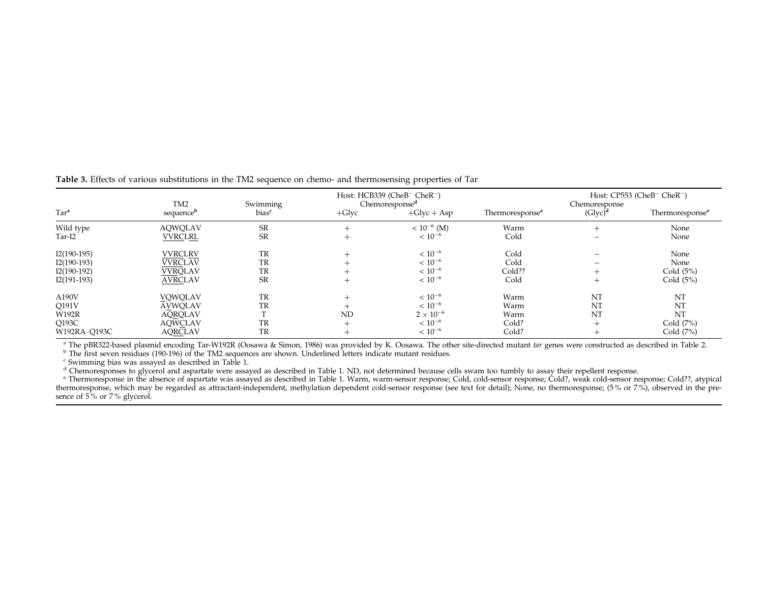**Table 3.** Effects of various substitutions in the TM2 sequence on chemo- and thermosensing properties of Tar

| Tar[a] | TM2 sequence[b] | Swimming bias[c] | Host: HCB339 ($CheB^-$ $CheR^-$) Chemoresponse[d] +Glyc | +Glyc + Asp | Thermoresponse[e] | Host: CP553 ($CheB^-$ $CheR^-$) Chemoresponse (Glyc)[d] | Thermoresponse[e] |
|---|---|---|---|---|---|---|---|
| Wild type | AQWQLAV | SR | + | $< 10^{-6}$ (M) | Warm | + | None |
| Tar-I2 | VVRCLRL | SR | + | $< 10^{-6}$ | Cold | − | None |
| I2(190-195) | VVRCLRV | TR | + | $< 10^{-6}$ | Cold | − | None |
| I2(190-193) | VVRCLAV | TR | + | $< 10^{-6}$ | Cold | − | None |
| I2(190-192) | VVRQLAV | TR | + | $< 10^{-6}$ | Cold?? | + | Cold (5%) |
| I2(191-193) | AVRCLAV | SR | + | $< 10^{-6}$ | Cold | + | Cold (5%) |
| A190V | VQWQLAV | TR | + | $< 10^{-6}$ | Warm | NT | NT |
| Q191V | AVWQLAV | TR | + | $< 10^{-6}$ | Warm | NT | NT |
| W192R | AQRQLAV | T | ND | $2 \times 10^{-6}$ | Warm | NT | NT |
| Q193C | AQWCLAV | TR | + | $< 10^{-6}$ | Cold? | + | Cold (7%) |
| W192RA·Q193C | AQRCLAV | TR | + | $< 10^{-6}$ | Cold? | + | Cold (7%) |

[a] The pBR322-based plasmid encoding Tar-W192R (Oosawa & Simon, 1986) was provided by K. Oosawa. The other site-directed mutant *tar* genes were constructed as described in Table 2.

[b] The first seven residues (190-196) of the TM2 sequences are shown. Underlined letters indicate mutant residues.

[c] Swimming bias was assayed as described in Table 1.

[d] Chemoresponses to glycerol and aspartate were assayed as described in Table 1. ND, not determined because cells swam too tumbly to assay their repellent response.

[e] Thermoresponse in the absence of aspartate was assayed as described in Table 1. Warm, warm-sensor response; Cold, cold-sensor response; Cold?, weak cold-sensor response; Cold??, atypical thermoresponse, which may be regarded as attractant-independent, methylation dependent cold-sensor response (see text for detail); None, no thermoresponse; (5% or 7%), observed in the presence of 5% or 7% glycerol.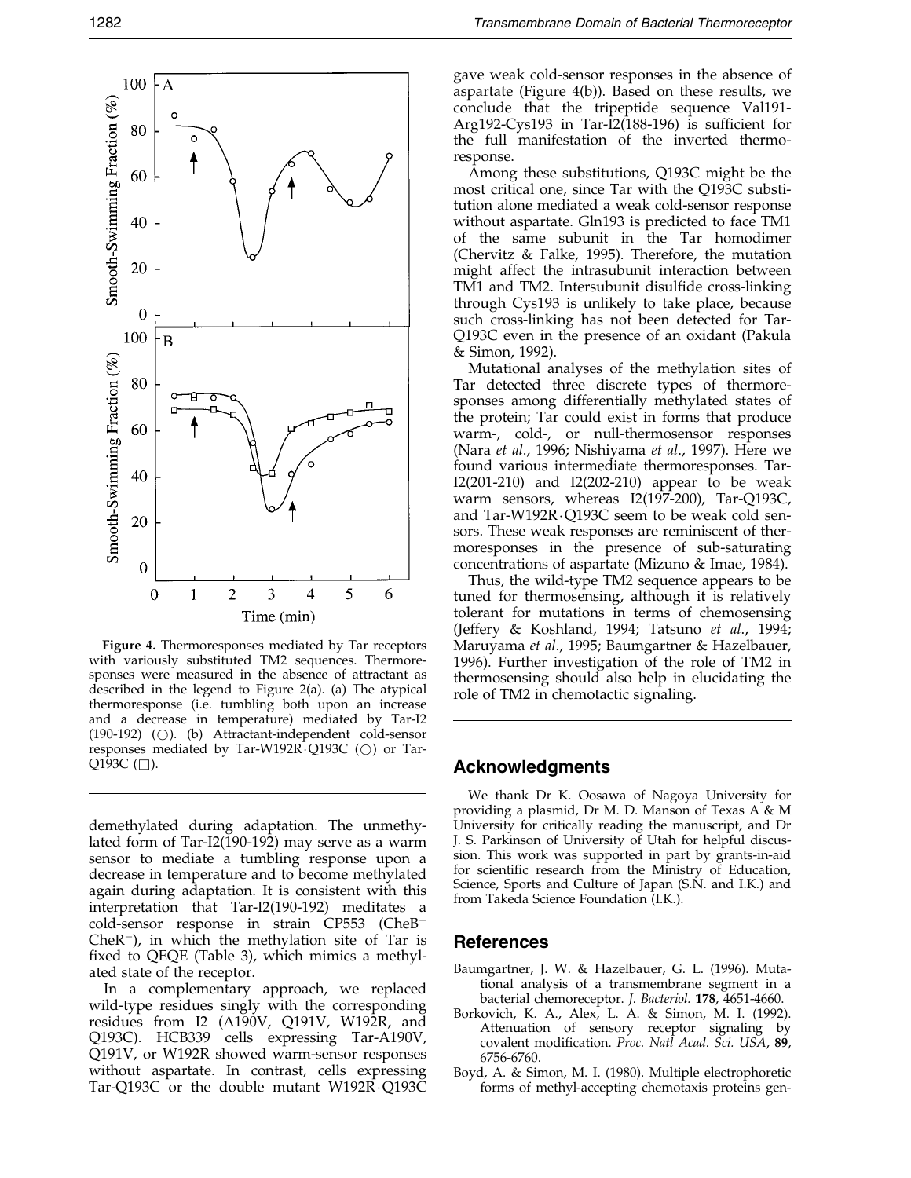**Figure 4.** Thermoresponses mediated by Tar receptors with variously substituted TM2 sequences. Thermoresponses were measured in the absence of attractant as described in the legend to Figure 2(a). (a) The atypical thermoresponse (i.e. tumbling both upon an increase and a decrease in temperature) mediated by Tar-I2 (190-192) (○). (b) Attractant-independent cold-sensor responses mediated by Tar-W192R·Q193C (○) or Tar-Q193C (□).

demethylated during adaptation. The unmethylated form of Tar-I2(190-192) may serve as a warm sensor to mediate a tumbling response upon a decrease in temperature and to become methylated again during adaptation. It is consistent with this interpretation that Tar-I2(190-192) mediates a cold-sensor response in strain CP553 ($CheB^-$ $CheR^-$), in which the methylation site of Tar is fixed to QEQE (Table 3), which mimics a methylated state of the receptor.

In a complementary approach, we replaced wild-type residues singly with the corresponding residues from I2 (A190V, Q191V, W192R, and Q193C). HCB339 cells expressing Tar-A190V, Q191V, or W192R showed warm-sensor responses without aspartate. In contrast, cells expressing Tar-Q193C or the double mutant W192R·Q193C gave weak cold-sensor responses in the absence of aspartate (Figure 4(b)). Based on these results, we conclude that the tripeptide sequence Val191-Arg192-Cys193 in Tar-I2(188-196) is sufficient for the full manifestation of the inverted thermoresponse.

Among these substitutions, Q193C might be the most critical one, since Tar with the Q193C substitution alone mediated a weak cold-sensor response without aspartate. Gln193 is predicted to face TM1 of the same subunit in the Tar homodimer (Chervitz & Falke, 1995). Therefore, the mutation might affect the intrasubunit interaction between TM1 and TM2. Intersubunit disulfide cross-linking through Cys193 is unlikely to take place, because such cross-linking has not been detected for Tar-Q193C even in the presence of an oxidant (Pakula & Simon, 1992).

Mutational analyses of the methylation sites of Tar detected three discrete types of thermoresponses among differentially methylated states of the protein; Tar could exist in forms that produce warm-, cold-, or null-thermosensor responses (Nara *et al.*, 1996; Nishiyama *et al.*, 1997). Here we found various intermediate thermoresponses. Tar-I2(201-210) and I2(202-210) appear to be weak warm sensors, whereas I2(197-200), Tar-Q193C, and Tar-W192R·Q193C seem to be weak cold sensors. These weak responses are reminiscent of thermoresponses in the presence of sub-saturating concentrations of aspartate (Mizuno & Imae, 1984).

Thus, the wild-type TM2 sequence appears to be tuned for thermosensing, although it is relatively tolerant for mutations in terms of chemosensing (Jeffery & Koshland, 1994; Tatsuno *et al.*, 1994; Maruyama *et al.*, 1995; Baumgartner & Hazelbauer, 1996). Further investigation of the role of TM2 in thermosensing should also help in elucidating the role of TM2 in chemotactic signaling.

## Acknowledgments

We thank Dr K. Oosawa of Nagoya University for providing a plasmid, Dr M. D. Manson of Texas A & M University for critically reading the manuscript, and Dr J. S. Parkinson of University of Utah for helpful discussion. This work was supported in part by grants-in-aid for scientific research from the Ministry of Education, Science, Sports and Culture of Japan (S.N. and I.K.) and from Takeda Science Foundation (I.K.).

## References

Baumgartner, J. W. & Hazelbauer, G. L. (1996). Mutational analysis of a transmembrane segment in a bacterial chemoreceptor. *J. Bacteriol.* **178**, 4651-4660.

Borkovich, K. A., Alex, L. A. & Simon, M. I. (1992). Attenuation of sensory receptor signaling by covalent modification. *Proc. Natl Acad. Sci. USA*, **89**, 6756-6760.

Boyd, A. & Simon, M. I. (1980). Multiple electrophoretic forms of methyl-accepting chemotaxis proteins gen-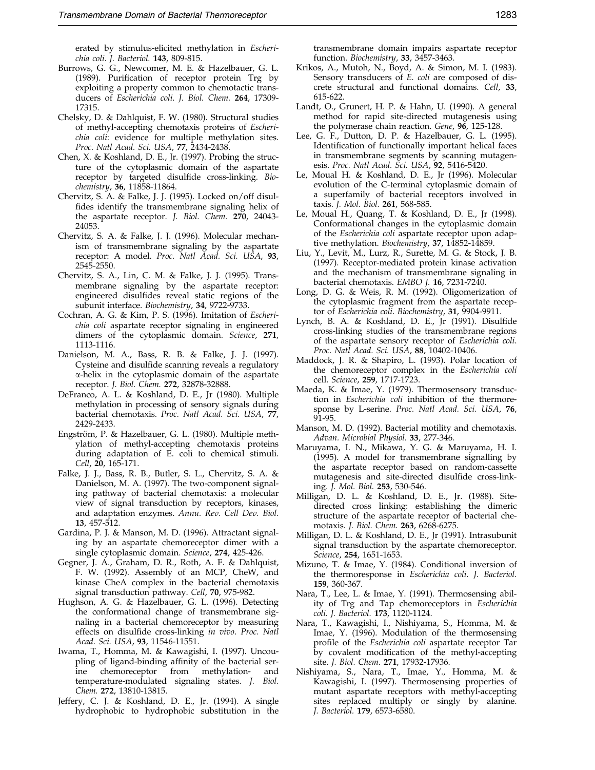erated by stimulus-elicited methylation in *Escherichia coli*. *J. Bacteriol.* **143**, 809-815.

Burrows, G. G., Newcomer, M. E. & Hazelbauer, G. L. (1989). Purification of receptor protein Trg by exploiting a property common to chemotactic transducers of *Escherichia coli*. *J. Biol. Chem.* **264**, 17309-17315.

Chelsky, D. & Dahlquist, F. W. (1980). Structural studies of methyl-accepting chemotaxis proteins of *Escherichia coli*: evidence for multiple methylation sites. *Proc. Natl Acad. Sci. USA*, **77**, 2434-2438.

Chen, X. & Koshland, D. E., Jr. (1997). Probing the structure of the cytoplasmic domain of the aspartate receptor by targeted disulfide cross-linking. *Biochemistry*, **36**, 11858-11864.

Chervitz, S. A. & Falke, J. J. (1995). Locked on/off disulfides identify the transmembrane signaling helix of the aspartate receptor. *J. Biol. Chem.* **270**, 24043-24053.

Chervitz, S. A. & Falke, J. J. (1996). Molecular mechanism of transmembrane signaling by the aspartate receptor: A model. *Proc. Natl Acad. Sci. USA*, **93**, 2545-2550.

Chervitz, S. A., Lin, C. M. & Falke, J. J. (1995). Transmembrane signaling by the aspartate receptor: engineered disulfides reveal static regions of the subunit interface. *Biochemistry*, **34**, 9722-9733.

Cochran, A. G. & Kim, P. S. (1996). Imitation of *Escherichia coli* aspartate receptor signaling in engineered dimers of the cytoplasmic domain. *Science*, **271**, 1113-1116.

Danielson, M. A., Bass, R. B. & Falke, J. J. (1997). Cysteine and disulfide scanning reveals a regulatory α-helix in the cytoplasmic domain of the aspartate receptor. *J. Biol. Chem.* **272**, 32878-32888.

DeFranco, A. L. & Koshland, D. E., Jr (1980). Multiple methylation in processing of sensory signals during bacterial chemotaxis. *Proc. Natl Acad. Sci. USA*, **77**, 2429-2433.

Engström, P. & Hazelbauer, G. L. (1980). Multiple methylation of methyl-accepting chemotaxis proteins during adaptation of E. coli to chemical stimuli. *Cell*, **20**, 165-171.

Falke, J. J., Bass, R. B., Butler, S. L., Chervitz, S. A. & Danielson, M. A. (1997). The two-component signaling pathway of bacterial chemotaxis: a molecular view of signal transduction by receptors, kinases, and adaptation enzymes. *Annu. Rev. Cell Dev. Biol.* **13**, 457-512.

Gardina, P. J. & Manson, M. D. (1996). Attractant signaling by an aspartate chemoreceptor dimer with a single cytoplasmic domain. *Science*, **274**, 425-426.

Gegner, J. A., Graham, D. R., Roth, A. F. & Dahlquist, F. W. (1992). Assembly of an MCP, CheW, and kinase CheA complex in the bacterial chemotaxis signal transduction pathway. *Cell*, **70**, 975-982.

Hughson, A. G. & Hazelbauer, G. L. (1996). Detecting the conformational change of transmembrane signaling in a bacterial chemoreceptor by measuring effects on disulfide cross-linking *in vivo*. *Proc. Natl Acad. Sci. USA*, **93**, 11546-11551.

Iwama, T., Homma, M. & Kawagishi, I. (1997). Uncoupling of ligand-binding affinity of the bacterial serine chemoreceptor from methylation- and temperature-modulated signaling states. *J. Biol. Chem.* **272**, 13810-13815.

Jeffery, C. J. & Koshland, D. E., Jr. (1994). A single hydrophobic to hydrophobic substitution in the transmembrane domain impairs aspartate receptor function. *Biochemistry*, **33**, 3457-3463.

Krikos, A., Mutoh, N., Boyd, A. & Simon, M. I. (1983). Sensory transducers of *E. coli* are composed of discrete structural and functional domains. *Cell*, **33**, 615-622.

Landt, O., Grunert, H. P. & Hahn, U. (1990). A general method for rapid site-directed mutagenesis using the polymerase chain reaction. *Gene*, **96**, 125-128.

Lee, G. F., Dutton, D. P. & Hazelbauer, G. L. (1995). Identification of functionally important helical faces in transmembrane segments by scanning mutagenesis. *Proc. Natl Acad. Sci. USA*, **92**, 5416-5420.

Le, Moual H. & Koshland, D. E., Jr (1996). Molecular evolution of the C-terminal cytoplasmic domain of a superfamily of bacterial receptors involved in taxis. *J. Mol. Biol.* **261**, 568-585.

Le, Moual H., Quang, T. & Koshland, D. E., Jr (1998). Conformational changes in the cytoplasmic domain of the *Escherichia coli* aspartate receptor upon adaptive methylation. *Biochemistry*, **37**, 14852-14859.

Liu, Y., Levit, M., Lurz, R., Surette, M. G. & Stock, J. B. (1997). Receptor-mediated protein kinase activation and the mechanism of transmembrane signaling in bacterial chemotaxis. *EMBO J.* **16**, 7231-7240.

Long, D. G. & Weis, R. M. (1992). Oligomerization of the cytoplasmic fragment from the aspartate receptor of *Escherichia coli*. *Biochemistry*, **31**, 9904-9911.

Lynch, B. A. & Koshland, D. E., Jr (1991). Disulfide cross-linking studies of the transmembrane regions of the aspartate sensory receptor of *Escherichia coli*. *Proc. Natl Acad. Sci. USA*, **88**, 10402-10406.

Maddock, J. R. & Shapiro, L. (1993). Polar location of the chemoreceptor complex in the *Escherichia coli* cell. *Science*, **259**, 1717-1723.

Maeda, K. & Imae, Y. (1979). Thermosensory transduction in *Escherichia coli* inhibition of the thermoresponse by L-serine. *Proc. Natl Acad. Sci. USA*, **76**, 91-95.

Manson, M. D. (1992). Bacterial motility and chemotaxis. *Advan. Microbial Physiol.* **33**, 277-346.

Maruyama, I. N., Mikawa, Y. G. & Maruyama, H. I. (1995). A model for transmembrane signalling by the aspartate receptor based on random-cassette mutagenesis and site-directed disulfide cross-linking. *J. Mol. Biol.* **253**, 530-546.

Milligan, D. L. & Koshland, D. E., Jr. (1988). Site-directed cross linking: establishing the dimeric structure of the aspartate receptor of bacterial chemotaxis. *J. Biol. Chem.* **263**, 6268-6275.

Milligan, D. L. & Koshland, D. E., Jr (1991). Intrasubunit signal transduction by the aspartate chemoreceptor. *Science*, **254**, 1651-1653.

Mizuno, T. & Imae, Y. (1984). Conditional inversion of the thermoresponse in *Escherichia coli*. *J. Bacteriol.* **159**, 360-367.

Nara, T., Lee, L. & Imae, Y. (1991). Thermosensing ability of Trg and Tap chemoreceptors in *Escherichia coli*. *J. Bacteriol.* **173**, 1120-1124.

Nara, T., Kawagishi, I., Nishiyama, S., Homma, M. & Imae, Y. (1996). Modulation of the thermosensing profile of the *Escherichia coli* aspartate receptor Tar by covalent modification of the methyl-accepting site. *J. Biol. Chem.* **271**, 17932-17936.

Nishiyama, S., Nara, T., Imae, Y., Homma, M. & Kawagishi, I. (1997). Thermosensing properties of mutant aspartate receptors with methyl-accepting sites replaced multiply or singly by alanine. *J. Bacteriol.* **179**, 6573-6580.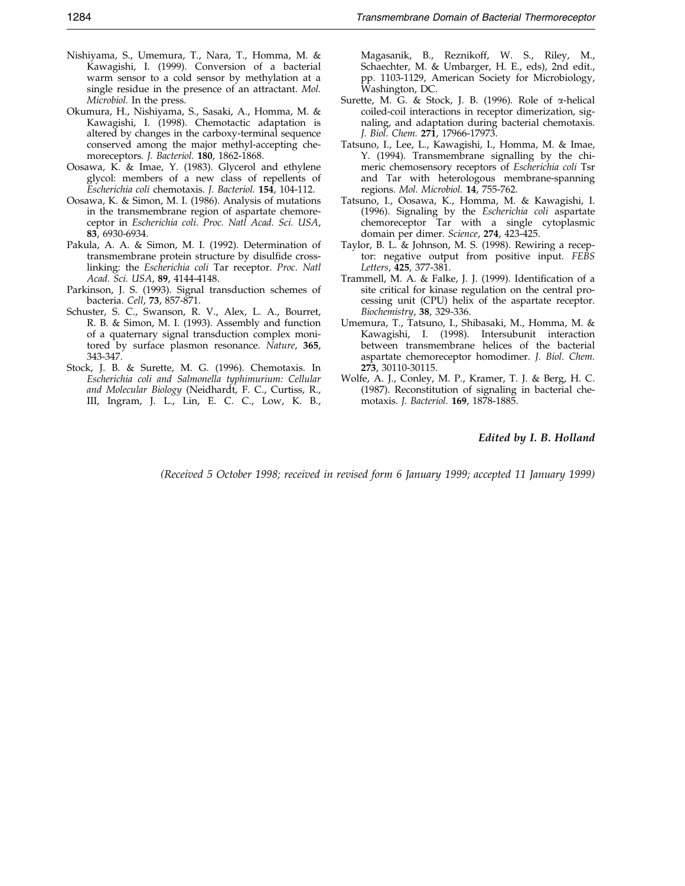Nishiyama, S., Umemura, T., Nara, T., Homma, M. & Kawagishi, I. (1999). Conversion of a bacterial warm sensor to a cold sensor by methylation at a single residue in the presence of an attractant. *Mol. Microbiol.* In the press.

Okumura, H., Nishiyama, S., Sasaki, A., Homma, M. & Kawagishi, I. (1998). Chemotactic adaptation is altered by changes in the carboxy-terminal sequence conserved among the major methyl-accepting chemoreceptors. *J. Bacteriol.* **180**, 1862-1868.

Oosawa, K. & Imae, Y. (1983). Glycerol and ethylene glycol: members of a new class of repellents of *Escherichia coli* chemotaxis. *J. Bacteriol.* **154**, 104-112.

Oosawa, K. & Simon, M. I. (1986). Analysis of mutations in the transmembrane region of aspartate chemoreceptor in *Escherichia coli*. *Proc. Natl Acad. Sci. USA*, **83**, 6930-6934.

Pakula, A. A. & Simon, M. I. (1992). Determination of transmembrane protein structure by disulfide cross-linking: the *Escherichia coli* Tar receptor. *Proc. Natl Acad. Sci. USA*, **89**, 4144-4148.

Parkinson, J. S. (1993). Signal transduction schemes of bacteria. *Cell*, **73**, 857-871.

Schuster, S. C., Swanson, R. V., Alex, L. A., Bourret, R. B. & Simon, M. I. (1993). Assembly and function of a quaternary signal transduction complex monitored by surface plasmon resonance. *Nature*, **365**, 343-347.

Stock, J. B. & Surette, M. G. (1996). Chemotaxis. In *Escherichia coli and Salmonella typhimurium: Cellular and Molecular Biology* (Neidhardt, F. C., Curtiss, R., III, Ingram, J. L., Lin, E. C. C., Low, K. B., Magasanik, B., Reznikoff, W. S., Riley, M., Schaechter, M. & Umbarger, H. E., eds), 2nd edit., pp. 1103-1129, American Society for Microbiology, Washington, DC.

Surette, M. G. & Stock, J. B. (1996). Role of α-helical coiled-coil interactions in receptor dimerization, signaling, and adaptation during bacterial chemotaxis. *J. Biol. Chem.* **271**, 17966-17973.

Tatsuno, I., Lee, L., Kawagishi, I., Homma, M. & Imae, Y. (1994). Transmembrane signalling by the chimeric chemosensory receptors of *Escherichia coli* Tsr and Tar with heterologous membrane-spanning regions. *Mol. Microbiol.* **14**, 755-762.

Tatsuno, I., Oosawa, K., Homma, M. & Kawagishi, I. (1996). Signaling by the *Escherichia coli* aspartate chemoreceptor Tar with a single cytoplasmic domain per dimer. *Science*, **274**, 423-425.

Taylor, B. L. & Johnson, M. S. (1998). Rewiring a receptor: negative output from positive input. *FEBS Letters*, **425**, 377-381.

Trammell, M. A. & Falke, J. J. (1999). Identification of a site critical for kinase regulation on the central processing unit (CPU) helix of the aspartate receptor. *Biochemistry*, **38**, 329-336.

Umemura, T., Tatsuno, I., Shibasaki, M., Homma, M. & Kawagishi, I. (1998). Intersubunit interaction between transmembrane helices of the bacterial aspartate chemoreceptor homodimer. *J. Biol. Chem.* **273**, 30110-30115.

Wolfe, A. J., Conley, M. P., Kramer, T. J. & Berg, H. C. (1987). Reconstitution of signaling in bacterial chemotaxis. *J. Bacteriol.* **169**, 1878-1885.

***Edited by I. B. Holland***

*(Received 5 October 1998; received in revised form 6 January 1999; accepted 11 January 1999)*